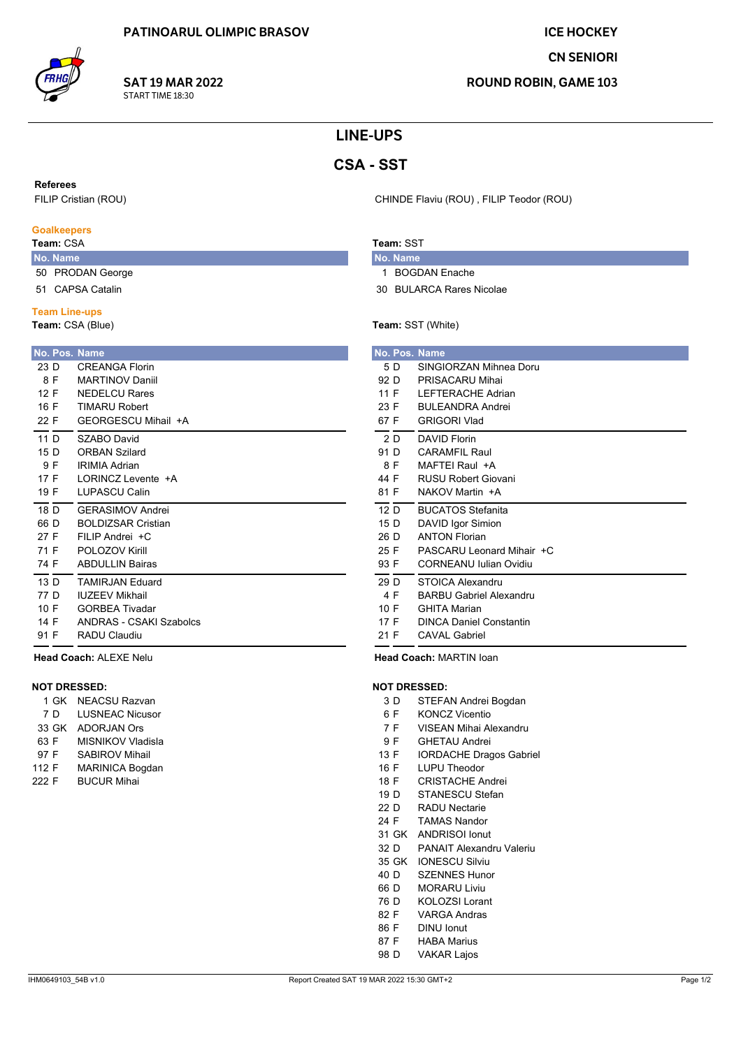PATINOAROUL OLIMPIC BRASOV

**SAT 19 MAR 2022**
START TIME 18:30

ICE HOCKEY
CN SENIORI
ROUND ROBIN, GAME 103

# LINE-UPS

## CSA - SST

**Referees**
FILIP Cristian (ROU)

CHINDE Flaviu (ROU) , FILIP Teodor (ROU)

### Goalkeepers

**Team:** CSA

| No. | Name |
|---|---|
| 50 | PRODAN George |
| 51 | CAPSA Catalin |

**Team:** SST

| No. | Name |
|---|---|
| 1 | BOGDAN Enache |
| 30 | BULARCA Rares Nicolae |

### Team Line-ups

**Team:** CSA (Blue)

| No. | Pos. | Name |
|---|---|---|
| 23 | D | CREANGA Florin |
| 8 | F | MARTINOV Daniil |
| 12 | F | NEDELCU Rares |
| 16 | F | TIMARU Robert |
| 22 | F | GEORGESCU Mihail +A |
| 11 | D | SZABO David |
| 15 | D | ORBAN Szilard |
| 9 | F | IRIMIA Adrian |
| 17 | F | LORINCZ Levente +A |
| 19 | F | LUPASCU Calin |
| 18 | D | GERASIMOV Andrei |
| 66 | D | BOLDIZSAR Cristian |
| 27 | F | FILIP Andrei +C |
| 71 | F | POLOZOV Kirill |
| 74 | F | ABDULLIN Bairas |
| 13 | D | TAMIRJAN Eduard |
| 77 | D | IUZEEV Mikhail |
| 10 | F | GORBEA Tivadar |
| 14 | F | ANDRAS - CSAKI Szabolcs |
| 91 | F | RADU Claudiu |

**Head Coach:** ALEXE Nelu

**NOT DRESSED:**

| No. | Pos. | Name |
|---|---|---|
| 1 | GK | NEACSU Razvan |
| 7 | D | LUSNEAC Nicusor |
| 33 | GK | ADORJAN Ors |
| 63 | F | MISNIKOV Vladisla |
| 97 | F | SABIROV Mihail |
| 112 | F | MARINICA Bogdan |
| 222 | F | BUCUR Mihai |

**Team:** SST (White)

| No. | Pos. | Name |
|---|---|---|
| 5 | D | SINGIORZAN Mihnea Doru |
| 92 | D | PRISACARU Mihai |
| 11 | F | LEFTERACHE Adrian |
| 23 | F | BULEANDRA Andrei |
| 67 | F | GRIGORI Vlad |
| 2 | D | DAVID Florin |
| 91 | D | CARAMFIL Raul |
| 8 | F | MAFTEI Raul +A |
| 44 | F | RUSU Robert Giovani |
| 81 | F | NAKOV Martin +A |
| 12 | D | BUCATOS Stefanita |
| 15 | D | DAVID Igor Simion |
| 26 | D | ANTON Florian |
| 25 | F | PASCARU Leonard Mihair +C |
| 93 | F | CORNEANU Iulian Ovidiu |
| 29 | D | STOICA Alexandru |
| 4 | F | BARBU Gabriel Alexandru |
| 10 | F | GHITA Marian |
| 17 | F | DINCA Daniel Constantin |
| 21 | F | CAVAL Gabriel |

**Head Coach:** MARTIN Ioan

**NOT DRESSED:**

| No. | Pos. | Name |
|---|---|---|
| 3 | D | STEFAN Andrei Bogdan |
| 6 | F | KONCZ Vicentio |
| 7 | F | VISEAN Mihai Alexandru |
| 9 | F | GHETAU Andrei |
| 13 | F | IORDACHE Dragos Gabriel |
| 16 | F | LUPU Theodor |
| 18 | F | CRISTACHE Andrei |
| 19 | D | STANESCU Stefan |
| 22 | D | RADU Nectarie |
| 24 | F | TAMAS Nandor |
| 31 | GK | ANDRISOI Ionut |
| 32 | D | PANAIT Alexandru Valeriu |
| 35 | GK | IONESCU Silviu |
| 40 | D | SZENNES Hunor |
| 66 | D | MORARU Liviu |
| 76 | D | KOLOZSI Lorant |
| 82 | F | VARGA Andras |
| 86 | F | DINU Ionut |
| 87 | F | HABA Marius |
| 98 | D | VAKAR Lajos |

IHM0649103_54B v1.0 Report Created SAT 19 MAR 2022 15:30 GMT+2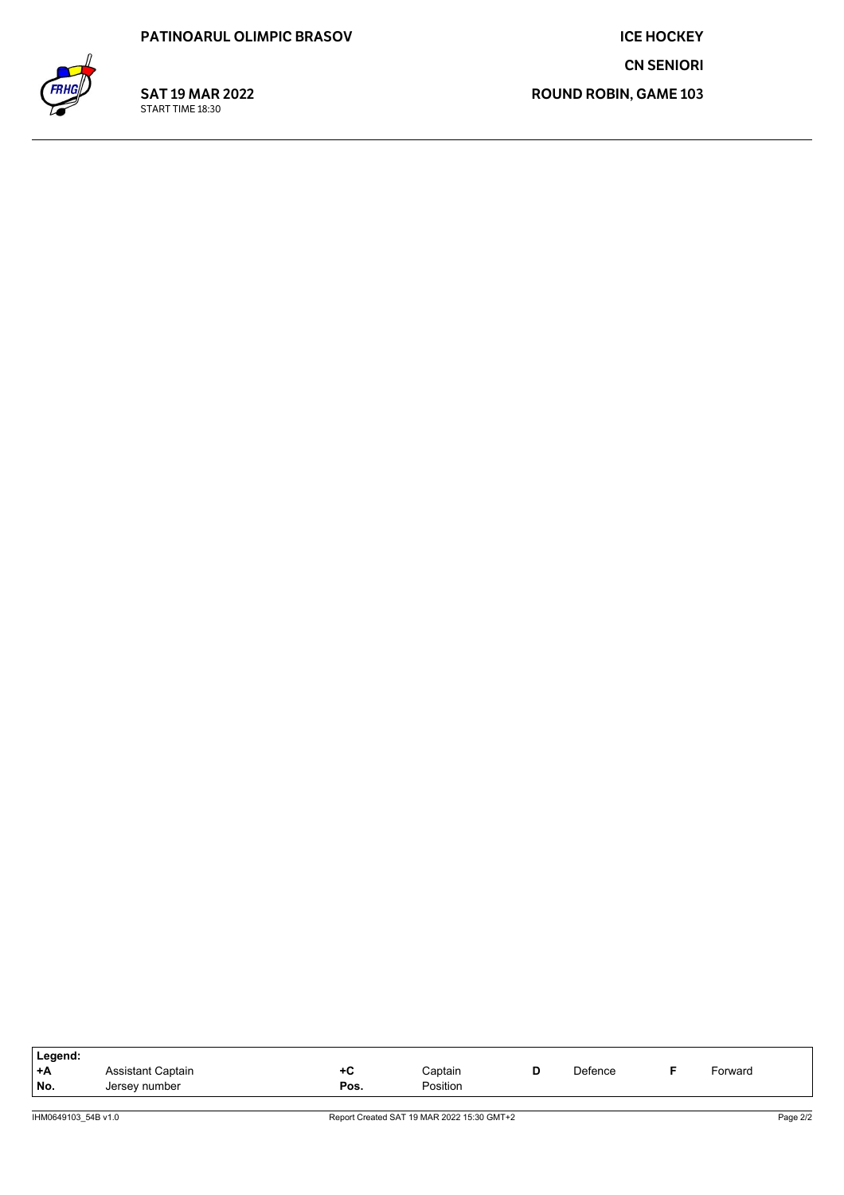**Legend:**

| | | | | | | | |
|---|---|---|---|---|---|---|---|
| +A | Assistant Captain | +C | Captain | D | Defence | F | Forward |
| No. | Jersey number | Pos. | Position | | | | |